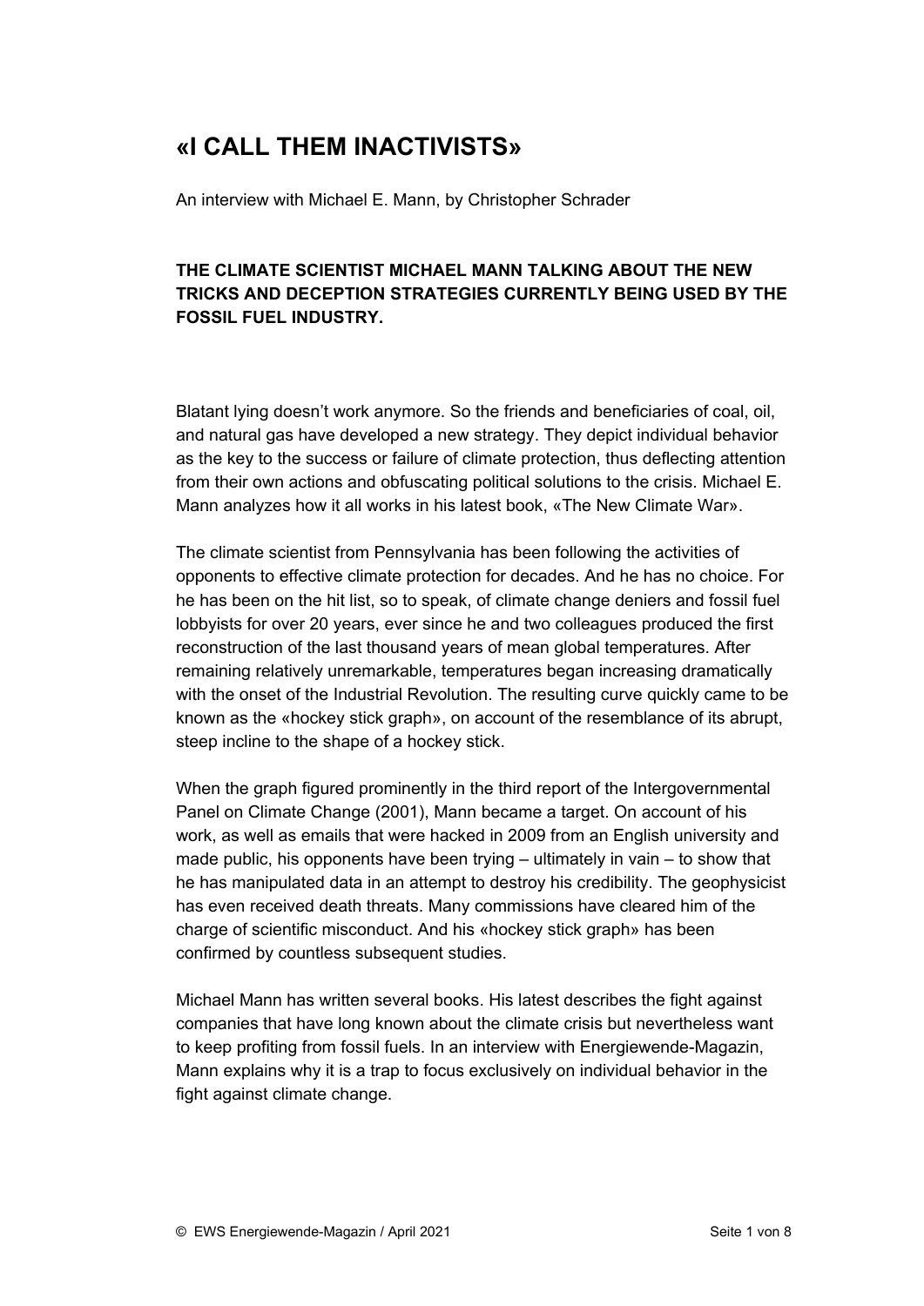# «I CALL THEM INACTIVISTS»

An interview with Michael E. Mann, by Christopher Schrader

**THE CLIMATE SCIENTIST MICHAEL MANN TALKING ABOUT THE NEW TRICKS AND DECEPTION STRATEGIES CURRENTLY BEING USED BY THE FOSSIL FUEL INDUSTRY.**

Blatant lying doesn't work anymore. So the friends and beneficiaries of coal, oil, and natural gas have developed a new strategy. They depict individual behavior as the key to the success or failure of climate protection, thus deflecting attention from their own actions and obfuscating political solutions to the crisis. Michael E. Mann analyzes how it all works in his latest book, «The New Climate War».

The climate scientist from Pennsylvania has been following the activities of opponents to effective climate protection for decades. And he has no choice. For he has been on the hit list, so to speak, of climate change deniers and fossil fuel lobbyists for over 20 years, ever since he and two colleagues produced the first reconstruction of the last thousand years of mean global temperatures. After remaining relatively unremarkable, temperatures began increasing dramatically with the onset of the Industrial Revolution. The resulting curve quickly came to be known as the «hockey stick graph», on account of the resemblance of its abrupt, steep incline to the shape of a hockey stick.

When the graph figured prominently in the third report of the Intergovernmental Panel on Climate Change (2001), Mann became a target. On account of his work, as well as emails that were hacked in 2009 from an English university and made public, his opponents have been trying – ultimately in vain – to show that he has manipulated data in an attempt to destroy his credibility. The geophysicist has even received death threats. Many commissions have cleared him of the charge of scientific misconduct. And his «hockey stick graph» has been confirmed by countless subsequent studies.

Michael Mann has written several books. His latest describes the fight against companies that have long known about the climate crisis but nevertheless want to keep profiting from fossil fuels. In an interview with Energiewende-Magazin, Mann explains why it is a trap to focus exclusively on individual behavior in the fight against climate change.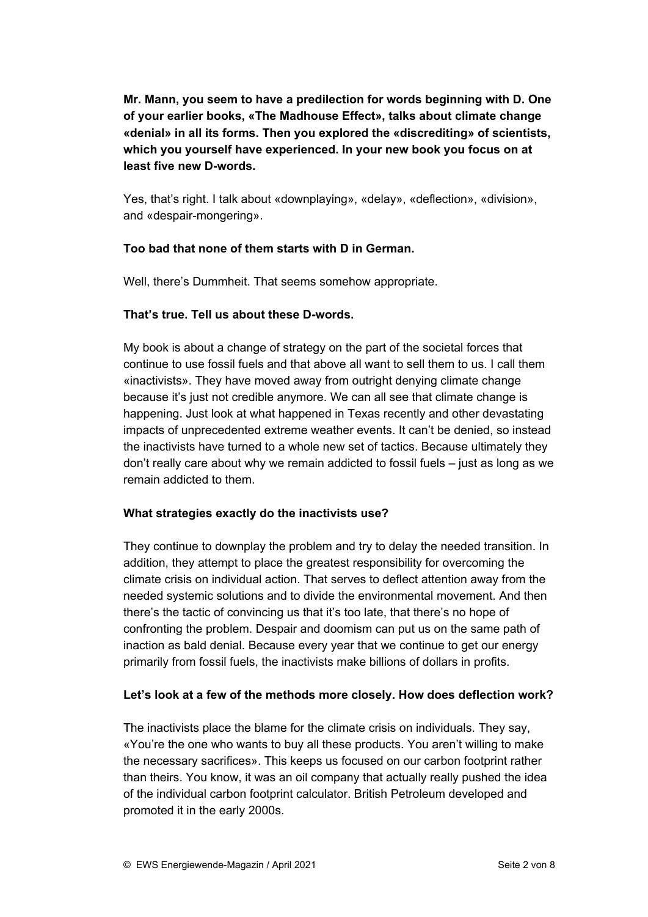**Mr. Mann, you seem to have a predilection for words beginning with D. One of your earlier books, «The Madhouse Effect», talks about climate change «denial» in all its forms. Then you explored the «discrediting» of scientists, which you yourself have experienced. In your new book you focus on at least five new D-words.**

Yes, that's right. I talk about «downplaying», «delay», «deflection», «division», and «despair-mongering».

**Too bad that none of them starts with D in German.**

Well, there's Dummheit. That seems somehow appropriate.

**That's true. Tell us about these D-words.**

My book is about a change of strategy on the part of the societal forces that continue to use fossil fuels and that above all want to sell them to us. I call them «inactivists». They have moved away from outright denying climate change because it's just not credible anymore. We can all see that climate change is happening. Just look at what happened in Texas recently and other devastating impacts of unprecedented extreme weather events. It can't be denied, so instead the inactivists have turned to a whole new set of tactics. Because ultimately they don't really care about why we remain addicted to fossil fuels – just as long as we remain addicted to them.

**What strategies exactly do the inactivists use?**

They continue to downplay the problem and try to delay the needed transition. In addition, they attempt to place the greatest responsibility for overcoming the climate crisis on individual action. That serves to deflect attention away from the needed systemic solutions and to divide the environmental movement. And then there's the tactic of convincing us that it's too late, that there's no hope of confronting the problem. Despair and doomism can put us on the same path of inaction as bald denial. Because every year that we continue to get our energy primarily from fossil fuels, the inactivists make billions of dollars in profits.

**Let's look at a few of the methods more closely. How does deflection work?**

The inactivists place the blame for the climate crisis on individuals. They say, «You're the one who wants to buy all these products. You aren't willing to make the necessary sacrifices». This keeps us focused on our carbon footprint rather than theirs. You know, it was an oil company that actually really pushed the idea of the individual carbon footprint calculator. British Petroleum developed and promoted it in the early 2000s.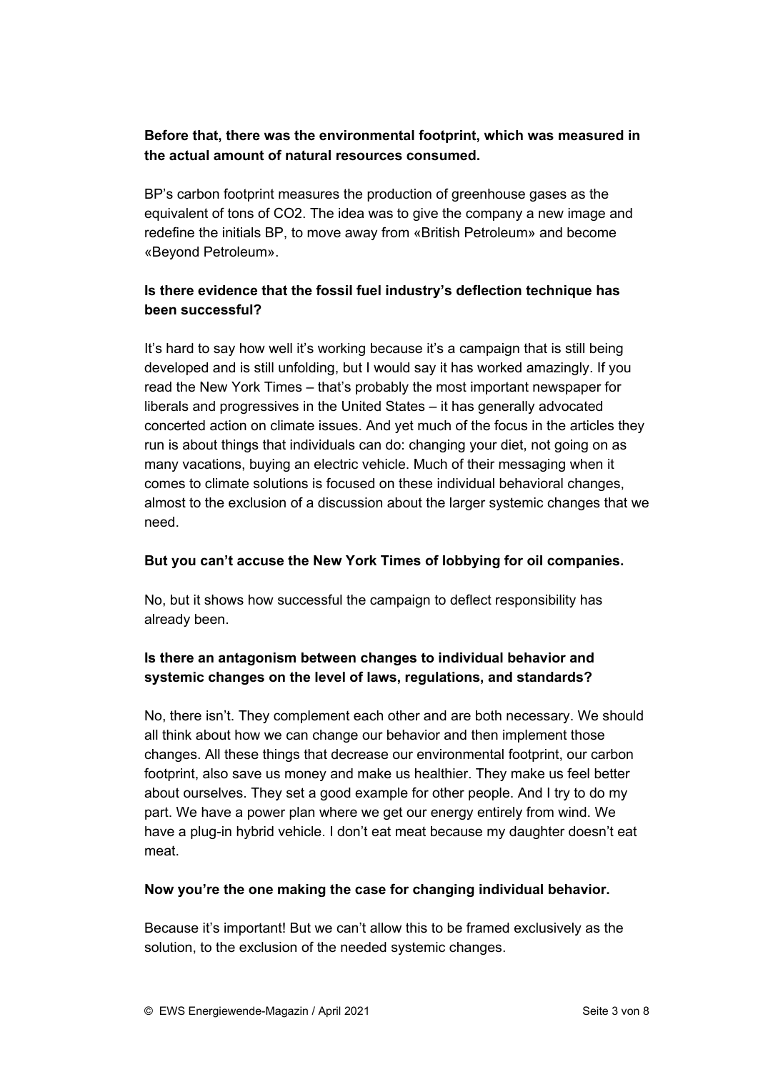**Before that, there was the environmental footprint, which was measured in the actual amount of natural resources consumed.**

BP's carbon footprint measures the production of greenhouse gases as the equivalent of tons of $CO_2$. The idea was to give the company a new image and redefine the initials BP, to move away from «British Petroleum» and become «Beyond Petroleum».

**Is there evidence that the fossil fuel industry's deflection technique has been successful?**

It's hard to say how well it's working because it's a campaign that is still being developed and is still unfolding, but I would say it has worked amazingly. If you read the New York Times – that's probably the most important newspaper for liberals and progressives in the United States – it has generally advocated concerted action on climate issues. And yet much of the focus in the articles they run is about things that individuals can do: changing your diet, not going on as many vacations, buying an electric vehicle. Much of their messaging when it comes to climate solutions is focused on these individual behavioral changes, almost to the exclusion of a discussion about the larger systemic changes that we need.

**But you can't accuse the New York Times of lobbying for oil companies.**

No, but it shows how successful the campaign to deflect responsibility has already been.

**Is there an antagonism between changes to individual behavior and systemic changes on the level of laws, regulations, and standards?**

No, there isn't. They complement each other and are both necessary. We should all think about how we can change our behavior and then implement those changes. All these things that decrease our environmental footprint, our carbon footprint, also save us money and make us healthier. They make us feel better about ourselves. They set a good example for other people. And I try to do my part. We have a power plan where we get our energy entirely from wind. We have a plug-in hybrid vehicle. I don't eat meat because my daughter doesn't eat meat.

**Now you're the one making the case for changing individual behavior.**

Because it's important! But we can't allow this to be framed exclusively as the solution, to the exclusion of the needed systemic changes.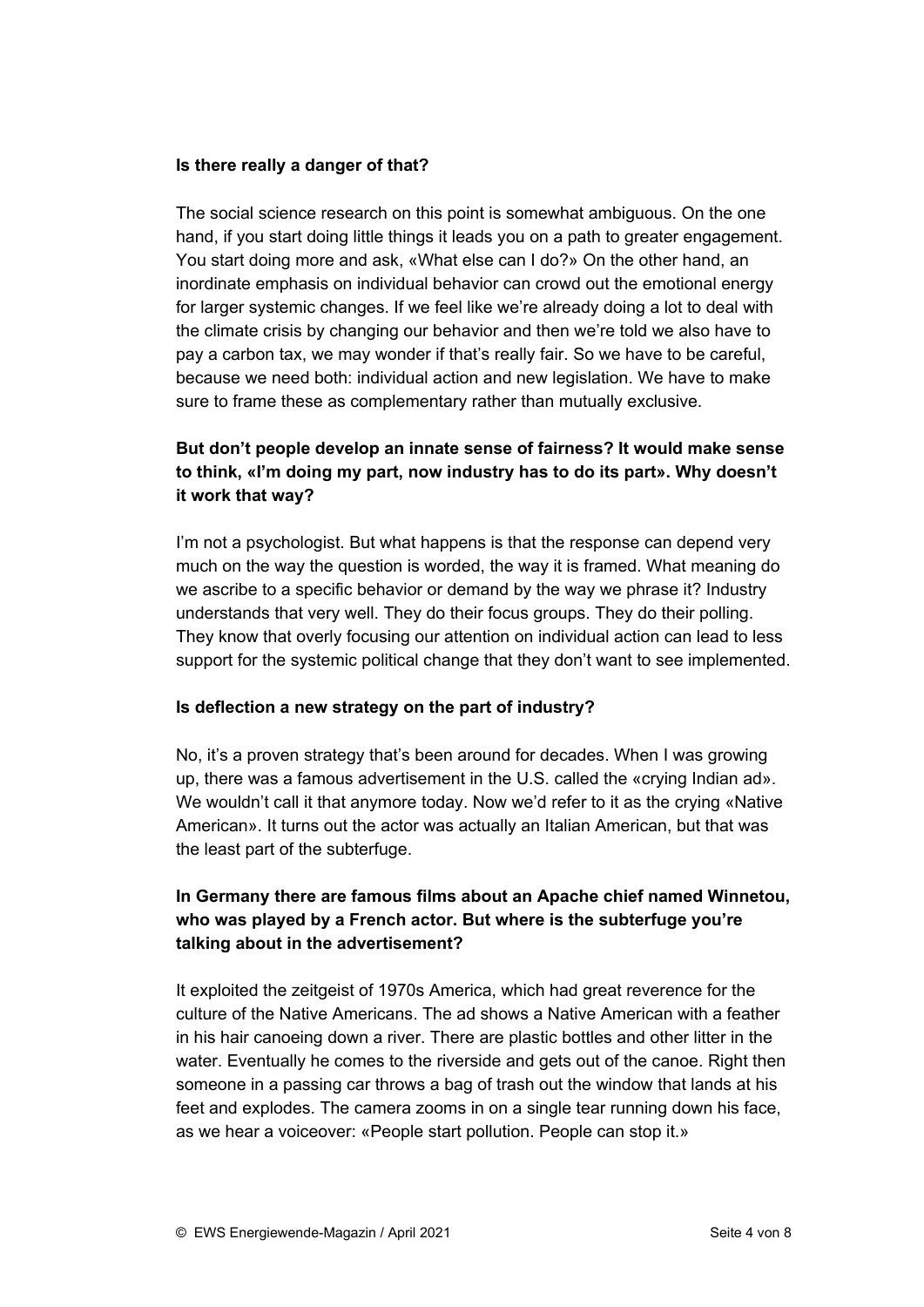**Is there really a danger of that?**

The social science research on this point is somewhat ambiguous. On the one hand, if you start doing little things it leads you on a path to greater engagement. You start doing more and ask, «What else can I do?» On the other hand, an inordinate emphasis on individual behavior can crowd out the emotional energy for larger systemic changes. If we feel like we're already doing a lot to deal with the climate crisis by changing our behavior and then we're told we also have to pay a carbon tax, we may wonder if that's really fair. So we have to be careful, because we need both: individual action and new legislation. We have to make sure to frame these as complementary rather than mutually exclusive.

**But don't people develop an innate sense of fairness? It would make sense to think, «I'm doing my part, now industry has to do its part». Why doesn't it work that way?**

I'm not a psychologist. But what happens is that the response can depend very much on the way the question is worded, the way it is framed. What meaning do we ascribe to a specific behavior or demand by the way we phrase it? Industry understands that very well. They do their focus groups. They do their polling. They know that overly focusing our attention on individual action can lead to less support for the systemic political change that they don't want to see implemented.

**Is deflection a new strategy on the part of industry?**

No, it's a proven strategy that's been around for decades. When I was growing up, there was a famous advertisement in the U.S. called the «crying Indian ad». We wouldn't call it that anymore today. Now we'd refer to it as the crying «Native American». It turns out the actor was actually an Italian American, but that was the least part of the subterfuge.

**In Germany there are famous films about an Apache chief named Winnetou, who was played by a French actor. But where is the subterfuge you're talking about in the advertisement?**

It exploited the zeitgeist of 1970s America, which had great reverence for the culture of the Native Americans. The ad shows a Native American with a feather in his hair canoeing down a river. There are plastic bottles and other litter in the water. Eventually he comes to the riverside and gets out of the canoe. Right then someone in a passing car throws a bag of trash out the window that lands at his feet and explodes. The camera zooms in on a single tear running down his face, as we hear a voiceover: «People start pollution. People can stop it.»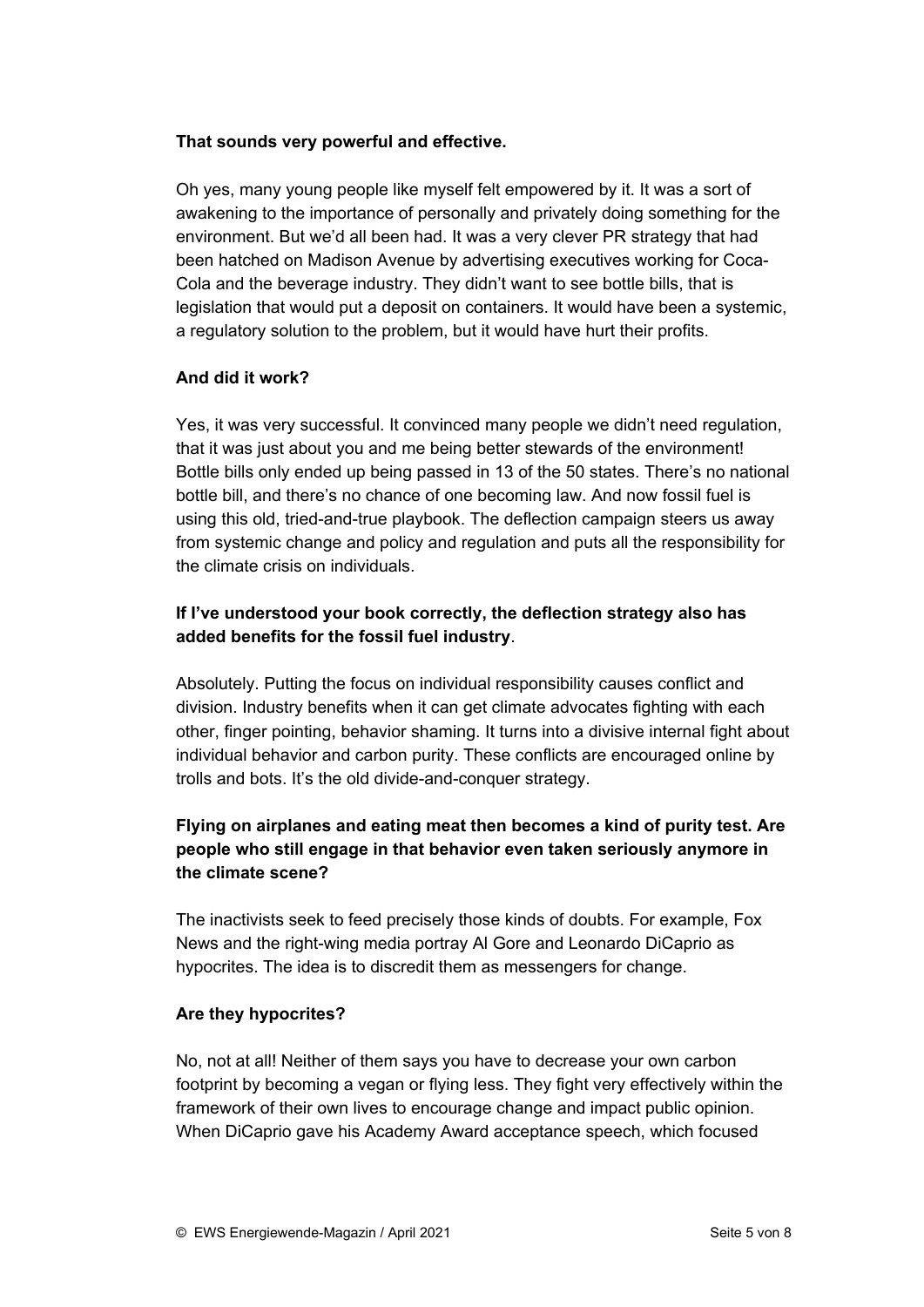**That sounds very powerful and effective.**

Oh yes, many young people like myself felt empowered by it. It was a sort of awakening to the importance of personally and privately doing something for the environment. But we'd all been had. It was a very clever PR strategy that had been hatched on Madison Avenue by advertising executives working for Coca-Cola and the beverage industry. They didn't want to see bottle bills, that is legislation that would put a deposit on containers. It would have been a systemic, a regulatory solution to the problem, but it would have hurt their profits.

**And did it work?**

Yes, it was very successful. It convinced many people we didn't need regulation, that it was just about you and me being better stewards of the environment! Bottle bills only ended up being passed in 13 of the 50 states. There's no national bottle bill, and there's no chance of one becoming law. And now fossil fuel is using this old, tried-and-true playbook. The deflection campaign steers us away from systemic change and policy and regulation and puts all the responsibility for the climate crisis on individuals.

**If I've understood your book correctly, the deflection strategy also has added benefits for the fossil fuel industry**.

Absolutely. Putting the focus on individual responsibility causes conflict and division. Industry benefits when it can get climate advocates fighting with each other, finger pointing, behavior shaming. It turns into a divisive internal fight about individual behavior and carbon purity. These conflicts are encouraged online by trolls and bots. It's the old divide-and-conquer strategy.

**Flying on airplanes and eating meat then becomes a kind of purity test. Are people who still engage in that behavior even taken seriously anymore in the climate scene?**

The inactivists seek to feed precisely those kinds of doubts. For example, Fox News and the right-wing media portray Al Gore and Leonardo DiCaprio as hypocrites. The idea is to discredit them as messengers for change.

**Are they hypocrites?**

No, not at all! Neither of them says you have to decrease your own carbon footprint by becoming a vegan or flying less. They fight very effectively within the framework of their own lives to encourage change and impact public opinion. When DiCaprio gave his Academy Award acceptance speech, which focused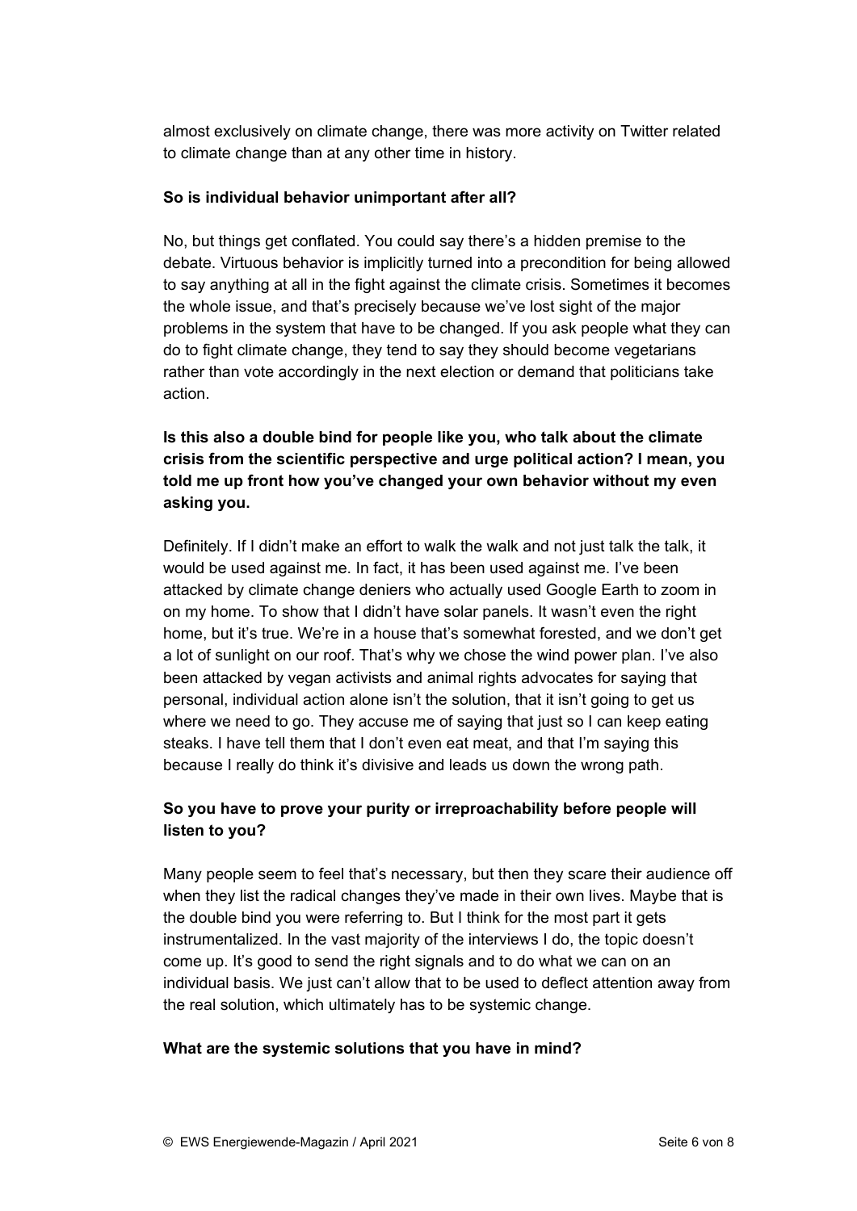almost exclusively on climate change, there was more activity on Twitter related to climate change than at any other time in history.

**So is individual behavior unimportant after all?**

No, but things get conflated. You could say there's a hidden premise to the debate. Virtuous behavior is implicitly turned into a precondition for being allowed to say anything at all in the fight against the climate crisis. Sometimes it becomes the whole issue, and that's precisely because we've lost sight of the major problems in the system that have to be changed. If you ask people what they can do to fight climate change, they tend to say they should become vegetarians rather than vote accordingly in the next election or demand that politicians take action.

**Is this also a double bind for people like you, who talk about the climate crisis from the scientific perspective and urge political action? I mean, you told me up front how you've changed your own behavior without my even asking you.**

Definitely. If I didn't make an effort to walk the walk and not just talk the talk, it would be used against me. In fact, it has been used against me. I've been attacked by climate change deniers who actually used Google Earth to zoom in on my home. To show that I didn't have solar panels. It wasn't even the right home, but it's true. We're in a house that's somewhat forested, and we don't get a lot of sunlight on our roof. That's why we chose the wind power plan. I've also been attacked by vegan activists and animal rights advocates for saying that personal, individual action alone isn't the solution, that it isn't going to get us where we need to go. They accuse me of saying that just so I can keep eating steaks. I have tell them that I don't even eat meat, and that I'm saying this because I really do think it's divisive and leads us down the wrong path.

**So you have to prove your purity or irreproachability before people will listen to you?**

Many people seem to feel that's necessary, but then they scare their audience off when they list the radical changes they've made in their own lives. Maybe that is the double bind you were referring to. But I think for the most part it gets instrumentalized. In the vast majority of the interviews I do, the topic doesn't come up. It's good to send the right signals and to do what we can on an individual basis. We just can't allow that to be used to deflect attention away from the real solution, which ultimately has to be systemic change.

**What are the systemic solutions that you have in mind?**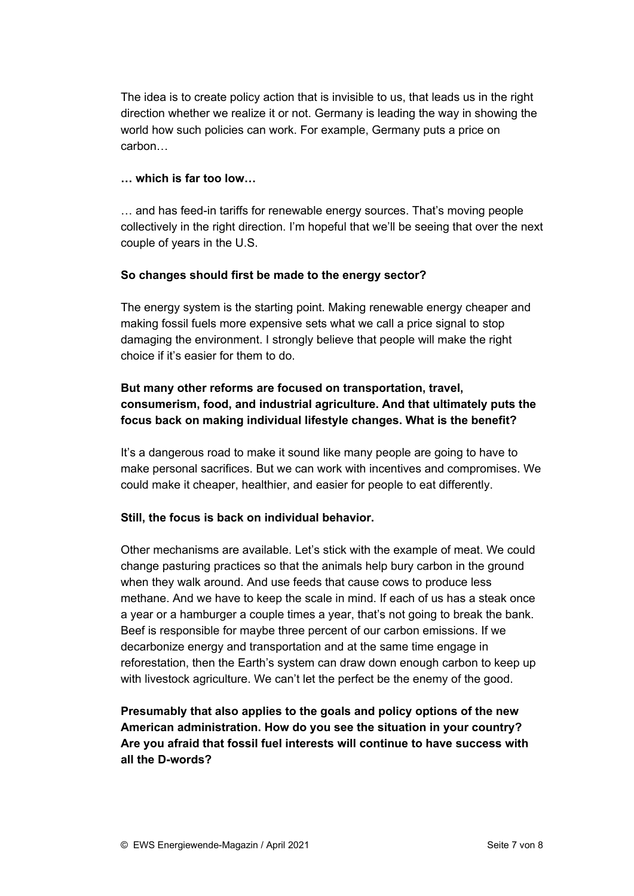The idea is to create policy action that is invisible to us, that leads us in the right direction whether we realize it or not. Germany is leading the way in showing the world how such policies can work. For example, Germany puts a price on carbon…

**… which is far too low…**

… and has feed-in tariffs for renewable energy sources. That's moving people collectively in the right direction. I'm hopeful that we'll be seeing that over the next couple of years in the U.S.

**So changes should first be made to the energy sector?**

The energy system is the starting point. Making renewable energy cheaper and making fossil fuels more expensive sets what we call a price signal to stop damaging the environment. I strongly believe that people will make the right choice if it's easier for them to do.

**But many other reforms are focused on transportation, travel, consumerism, food, and industrial agriculture. And that ultimately puts the focus back on making individual lifestyle changes. What is the benefit?**

It's a dangerous road to make it sound like many people are going to have to make personal sacrifices. But we can work with incentives and compromises. We could make it cheaper, healthier, and easier for people to eat differently.

**Still, the focus is back on individual behavior.**

Other mechanisms are available. Let's stick with the example of meat. We could change pasturing practices so that the animals help bury carbon in the ground when they walk around. And use feeds that cause cows to produce less methane. And we have to keep the scale in mind. If each of us has a steak once a year or a hamburger a couple times a year, that's not going to break the bank. Beef is responsible for maybe three percent of our carbon emissions. If we decarbonize energy and transportation and at the same time engage in reforestation, then the Earth's system can draw down enough carbon to keep up with livestock agriculture. We can't let the perfect be the enemy of the good.

**Presumably that also applies to the goals and policy options of the new American administration. How do you see the situation in your country? Are you afraid that fossil fuel interests will continue to have success with all the D-words?**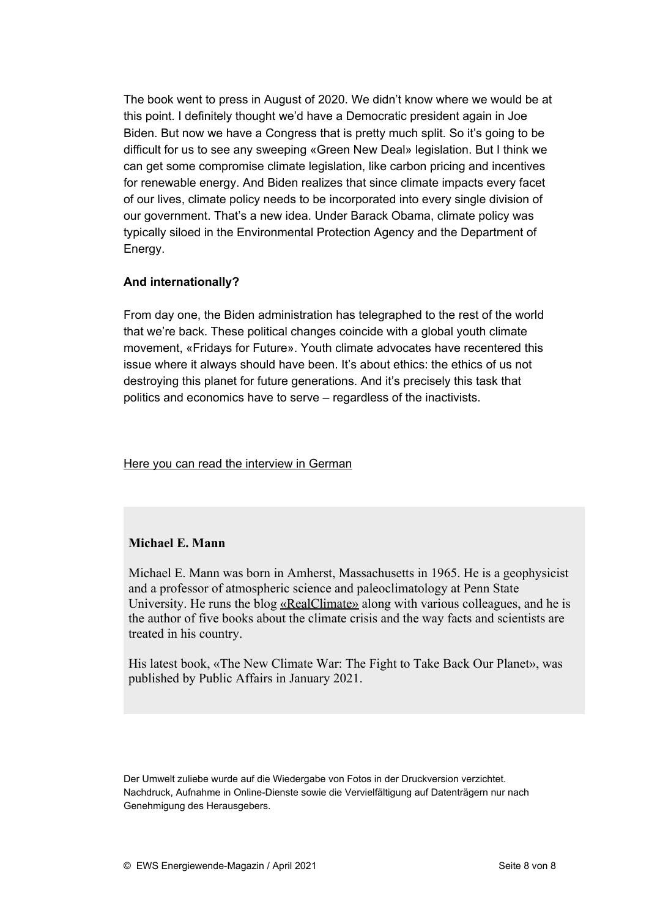The book went to press in August of 2020. We didn't know where we would be at this point. I definitely thought we'd have a Democratic president again in Joe Biden. But now we have a Congress that is pretty much split. So it's going to be difficult for us to see any sweeping «Green New Deal» legislation. But I think we can get some compromise climate legislation, like carbon pricing and incentives for renewable energy. And Biden realizes that since climate impacts every facet of our lives, climate policy needs to be incorporated into every single division of our government. That's a new idea. Under Barack Obama, climate policy was typically siloed in the Environmental Protection Agency and the Department of Energy.

**And internationally?**

From day one, the Biden administration has telegraphed to the rest of the world that we're back. These political changes coincide with a global youth climate movement, «Fridays for Future». Youth climate advocates have recentered this issue where it always should have been. It's about ethics: the ethics of us not destroying this planet for future generations. And it's precisely this task that politics and economics have to serve – regardless of the inactivists.

Here you can read the interview in German

**Michael E. Mann**

Michael E. Mann was born in Amherst, Massachusetts in 1965. He is a geophysicist and a professor of atmospheric science and paleoclimatology at Penn State University. He runs the blog «RealClimate» along with various colleagues, and he is the author of five books about the climate crisis and the way facts and scientists are treated in his country.

His latest book, «The New Climate War: The Fight to Take Back Our Planet», was published by Public Affairs in January 2021.

Der Umwelt zuliebe wurde auf die Wiedergabe von Fotos in der Druckversion verzichtet. Nachdruck, Aufnahme in Online-Dienste sowie die Vervielfältigung auf Datenträgern nur nach Genehmigung des Herausgebers.